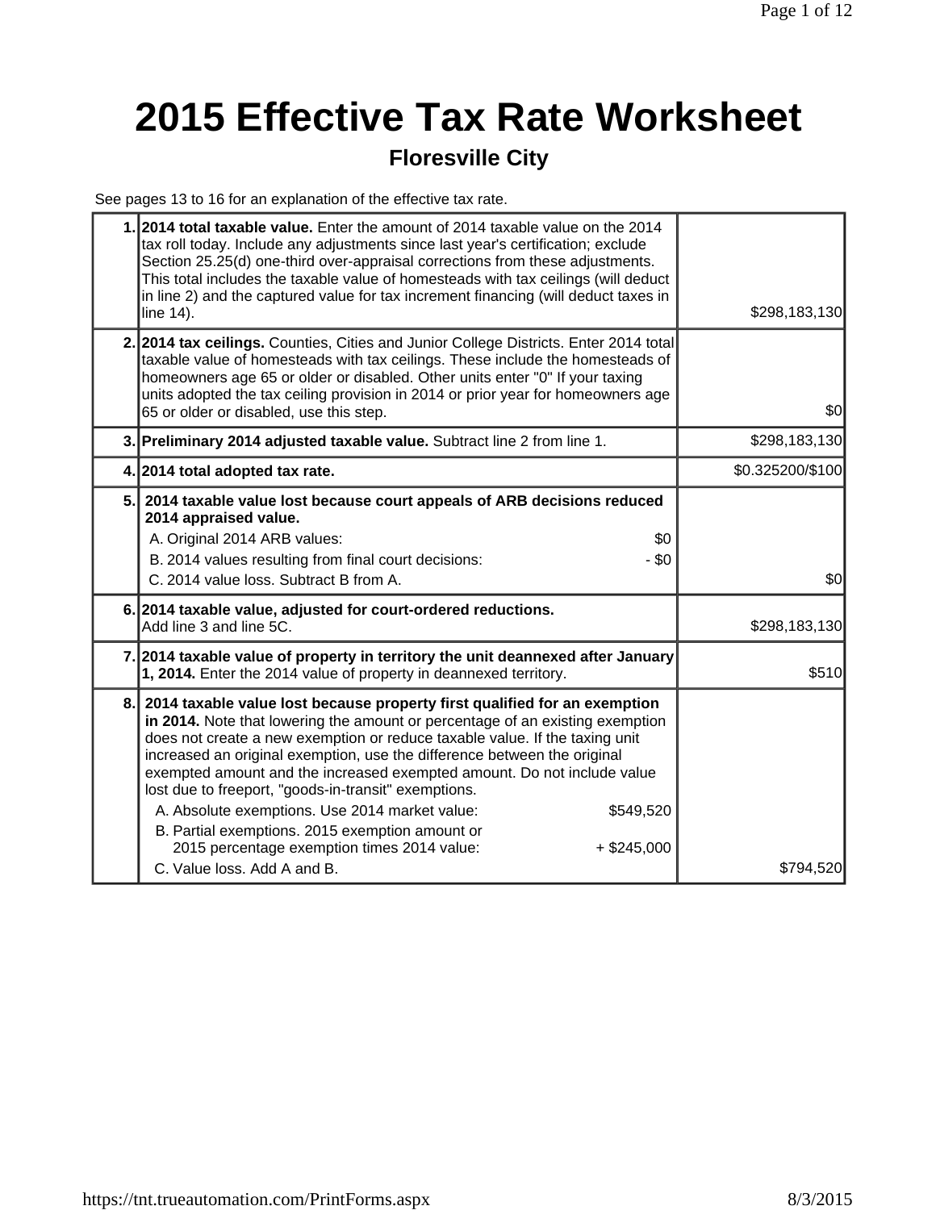# 2015 Effective Tax Rate Worksheet

## Floresville City

See pages 13 to 16 for an explanation of the effective tax rate.

| | | |
|---|---|---|
| 1. | **2014 total taxable value.** Enter the amount of 2014 taxable value on the 2014 tax roll today. Include any adjustments since last year's certification; exclude Section 25.25(d) one-third over-appraisal corrections from these adjustments. This total includes the taxable value of homesteads with tax ceilings (will deduct in line 2) and the captured value for tax increment financing (will deduct taxes in line 14). | $298,183,130 |
| 2. | **2014 tax ceilings.** Counties, Cities and Junior College Districts. Enter 2014 total taxable value of homesteads with tax ceilings. These include the homesteads of homeowners age 65 or older or disabled. Other units enter "0" If your taxing units adopted the tax ceiling provision in 2014 or prior year for homeowners age 65 or older or disabled, use this step. | $0 |
| 3. | **Preliminary 2014 adjusted taxable value.** Subtract line 2 from line 1. | $298,183,130 |
| 4. | **2014 total adopted tax rate.** | $0.325200/$100 |
| 5. | **2014 taxable value lost because court appeals of ARB decisions reduced 2014 appraised value.**<br>A. Original 2014 ARB values: $0<br>B. 2014 values resulting from final court decisions: - $0<br>C. 2014 value loss. Subtract B from A. | $0 |
| 6. | **2014 taxable value, adjusted for court-ordered reductions.** Add line 3 and line 5C. | $298,183,130 |
| 7. | **2014 taxable value of property in territory the unit deannexed after January 1, 2014.** Enter the 2014 value of property in deannexed territory. | $510 |
| 8. | **2014 taxable value lost because property first qualified for an exemption in 2014.** Note that lowering the amount or percentage of an existing exemption does not create a new exemption or reduce taxable value. If the taxing unit increased an original exemption, use the difference between the original exempted amount and the increased exempted amount. Do not include value lost due to freeport, "goods-in-transit" exemptions.<br>A. Absolute exemptions. Use 2014 market value: $549,520<br>B. Partial exemptions. 2015 exemption amount or 2015 percentage exemption times 2014 value: + $245,000<br>C. Value loss. Add A and B. | $794,520 |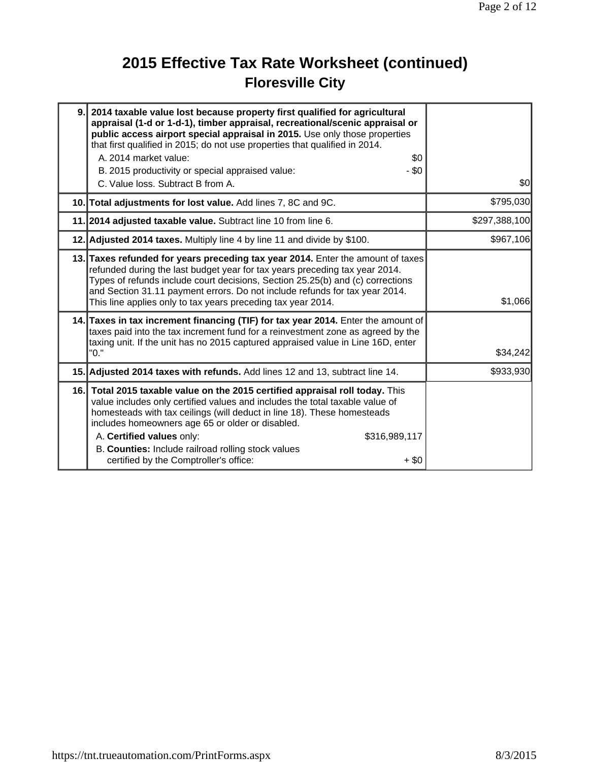# 2015 Effective Tax Rate Worksheet (continued)

## Floresville City

| | | |
|---|---|---|
| 9. | **2014 taxable value lost because property first qualified for agricultural appraisal (1-d or 1-d-1), timber appraisal, recreational/scenic appraisal or public access airport special appraisal in 2015.** Use only those properties that first qualified in 2015; do not use properties that qualified in 2014.<br>A. 2014 market value: $0<br>B. 2015 productivity or special appraised value: - $0<br>C. Value loss. Subtract B from A. | $0 |
| 10. | **Total adjustments for lost value.** Add lines 7, 8C and 9C. | $795,030 |
| 11. | **2014 adjusted taxable value.** Subtract line 10 from line 6. | $297,388,100 |
| 12. | **Adjusted 2014 taxes.** Multiply line 4 by line 11 and divide by $100. | $967,106 |
| 13. | **Taxes refunded for years preceding tax year 2014.** Enter the amount of taxes refunded during the last budget year for tax years preceding tax year 2014. Types of refunds include court decisions, Section 25.25(b) and (c) corrections and Section 31.11 payment errors. Do not include refunds for tax year 2014. This line applies only to tax years preceding tax year 2014. | $1,066 |
| 14. | **Taxes in tax increment financing (TIF) for tax year 2014.** Enter the amount of taxes paid into the tax increment fund for a reinvestment zone as agreed by the taxing unit. If the unit has no 2015 captured appraised value in Line 16D, enter "0." | $34,242 |
| 15. | **Adjusted 2014 taxes with refunds.** Add lines 12 and 13, subtract line 14. | $933,930 |
| 16. | **Total 2015 taxable value on the 2015 certified appraisal roll today.** This value includes only certified values and includes the total taxable value of homesteads with tax ceilings (will deduct in line 18). These homesteads includes homeowners age 65 or older or disabled.<br>A. **Certified values** only: $316,989,117<br>B. **Counties:** Include railroad rolling stock values certified by the Comptroller's office: + $0 | |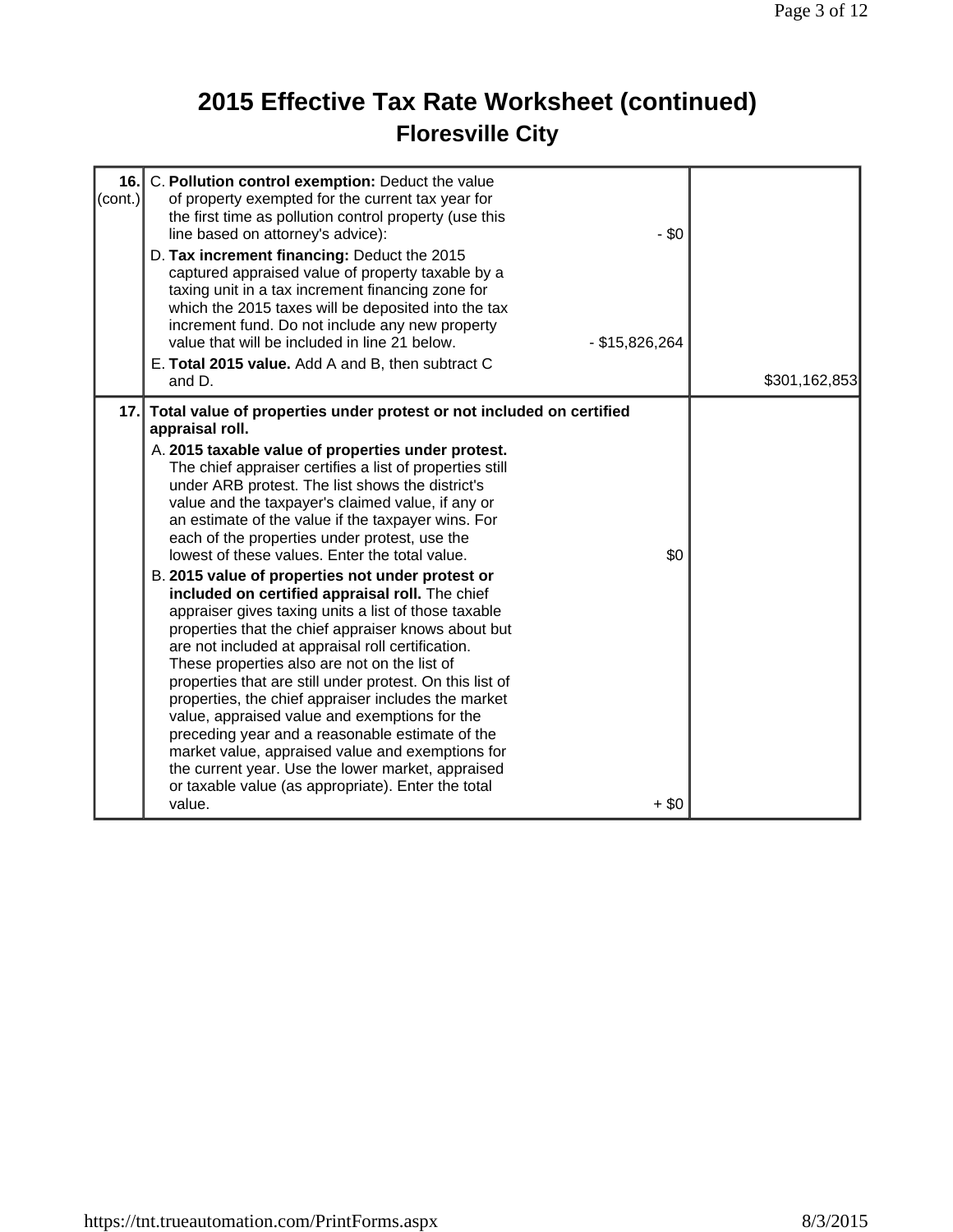# 2015 Effective Tax Rate Worksheet (continued)

## Floresville City

| Line | Description | Amount | Total |
| --- | --- | --- | --- |
| 16. (cont.) | C. **Pollution control exemption:** Deduct the value of property exempted for the current tax year for the first time as pollution control property (use this line based on attorney's advice): | - $0 | |
| | D. **Tax increment financing:** Deduct the 2015 captured appraised value of property taxable by a taxing unit in a tax increment financing zone for which the 2015 taxes will be deposited into the tax increment fund. Do not include any new property value that will be included in line 21 below. | - $15,826,264 | |
| | E. **Total 2015 value.** Add A and B, then subtract C and D. | | $301,162,853 |
| 17. | **Total value of properties under protest or not included on certified appraisal roll.** | | |
| | A. **2015 taxable value of properties under protest.** The chief appraiser certifies a list of properties still under ARB protest. The list shows the district's value and the taxpayer's claimed value, if any or an estimate of the value if the taxpayer wins. For each of the properties under protest, use the lowest of these values. Enter the total value. | $0 | |
| | B. **2015 value of properties not under protest or included on certified appraisal roll.** The chief appraiser gives taxing units a list of those taxable properties that the chief appraiser knows about but are not included at appraisal roll certification. These properties also are not on the list of properties that are still under protest. On this list of properties, the chief appraiser includes the market value, appraised value and exemptions for the preceding year and a reasonable estimate of the market value, appraised value and exemptions for the current year. Use the lower market, appraised or taxable value (as appropriate). Enter the total value. | + $0 | |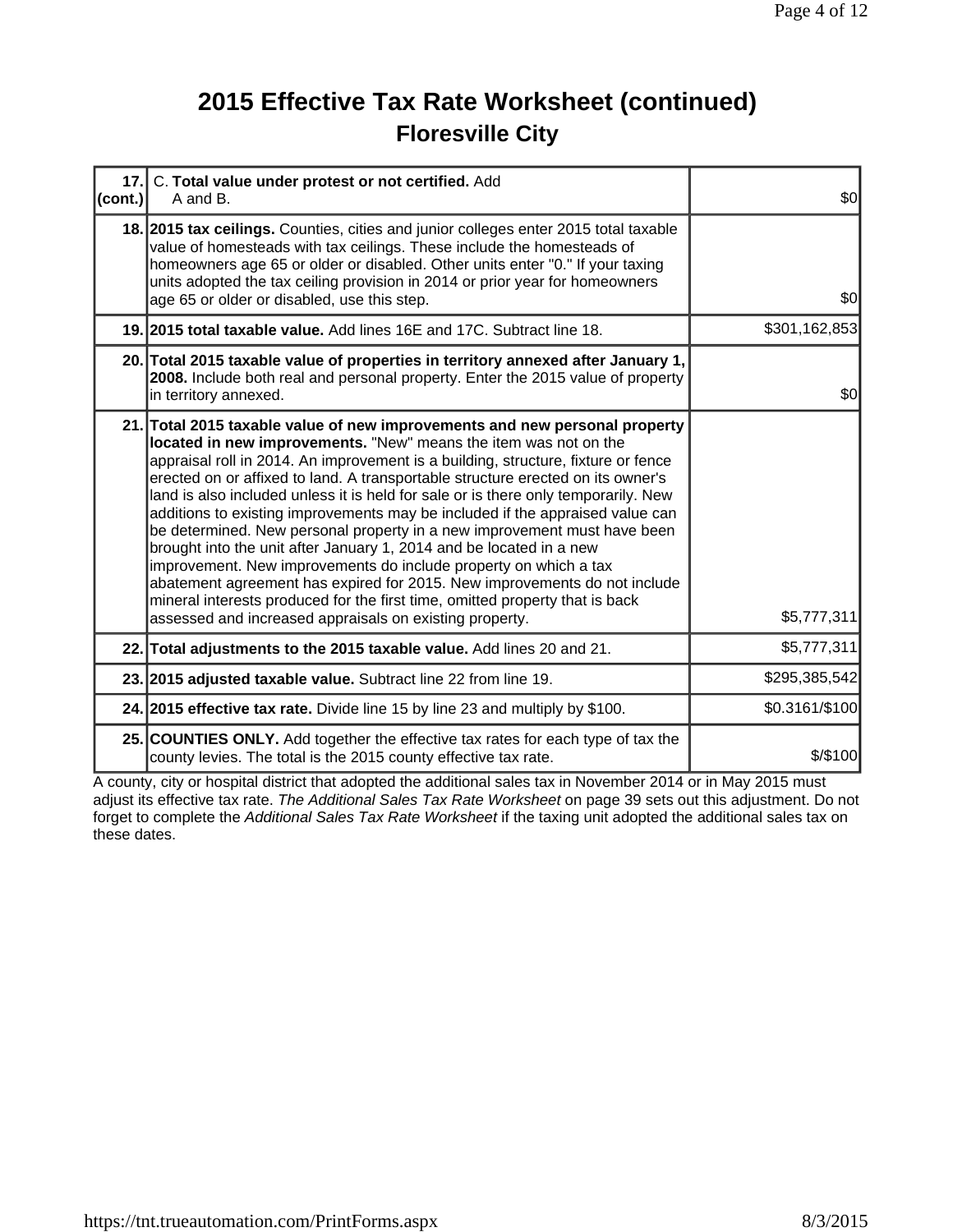# 2015 Effective Tax Rate Worksheet (continued)

## Floresville City

| Line | Description | Amount |
|---|---|---|
| 17. (cont.) | C. **Total value under protest or not certified.** Add A and B. | $0 |
| 18. | **2015 tax ceilings.** Counties, cities and junior colleges enter 2015 total taxable value of homesteads with tax ceilings. These include the homesteads of homeowners age 65 or older or disabled. Other units enter "0." If your taxing units adopted the tax ceiling provision in 2014 or prior year for homeowners age 65 or older or disabled, use this step. | $0 |
| 19. | **2015 total taxable value.** Add lines 16E and 17C. Subtract line 18. | $301,162,853 |
| 20. | **Total 2015 taxable value of properties in territory annexed after January 1, 2008.** Include both real and personal property. Enter the 2015 value of property in territory annexed. | $0 |
| 21. | **Total 2015 taxable value of new improvements and new personal property located in new improvements.** "New" means the item was not on the appraisal roll in 2014. An improvement is a building, structure, fixture or fence erected on or affixed to land. A transportable structure erected on its owner's land is also included unless it is held for sale or is there only temporarily. New additions to existing improvements may be included if the appraised value can be determined. New personal property in a new improvement must have been brought into the unit after January 1, 2014 and be located in a new improvement. New improvements do include property on which a tax abatement agreement has expired for 2015. New improvements do not include mineral interests produced for the first time, omitted property that is back assessed and increased appraisals on existing property. | $5,777,311 |
| 22. | **Total adjustments to the 2015 taxable value.** Add lines 20 and 21. | $5,777,311 |
| 23. | **2015 adjusted taxable value.** Subtract line 22 from line 19. | $295,385,542 |
| 24. | **2015 effective tax rate.** Divide line 15 by line 23 and multiply by $100. | $0.3161/$100 |
| 25. | **COUNTIES ONLY.** Add together the effective tax rates for each type of tax the county levies. The total is the 2015 county effective tax rate. | $/$100 |

A county, city or hospital district that adopted the additional sales tax in November 2014 or in May 2015 must adjust its effective tax rate. *The Additional Sales Tax Rate Worksheet* on page 39 sets out this adjustment. Do not forget to complete the *Additional Sales Tax Rate Worksheet* if the taxing unit adopted the additional sales tax on these dates.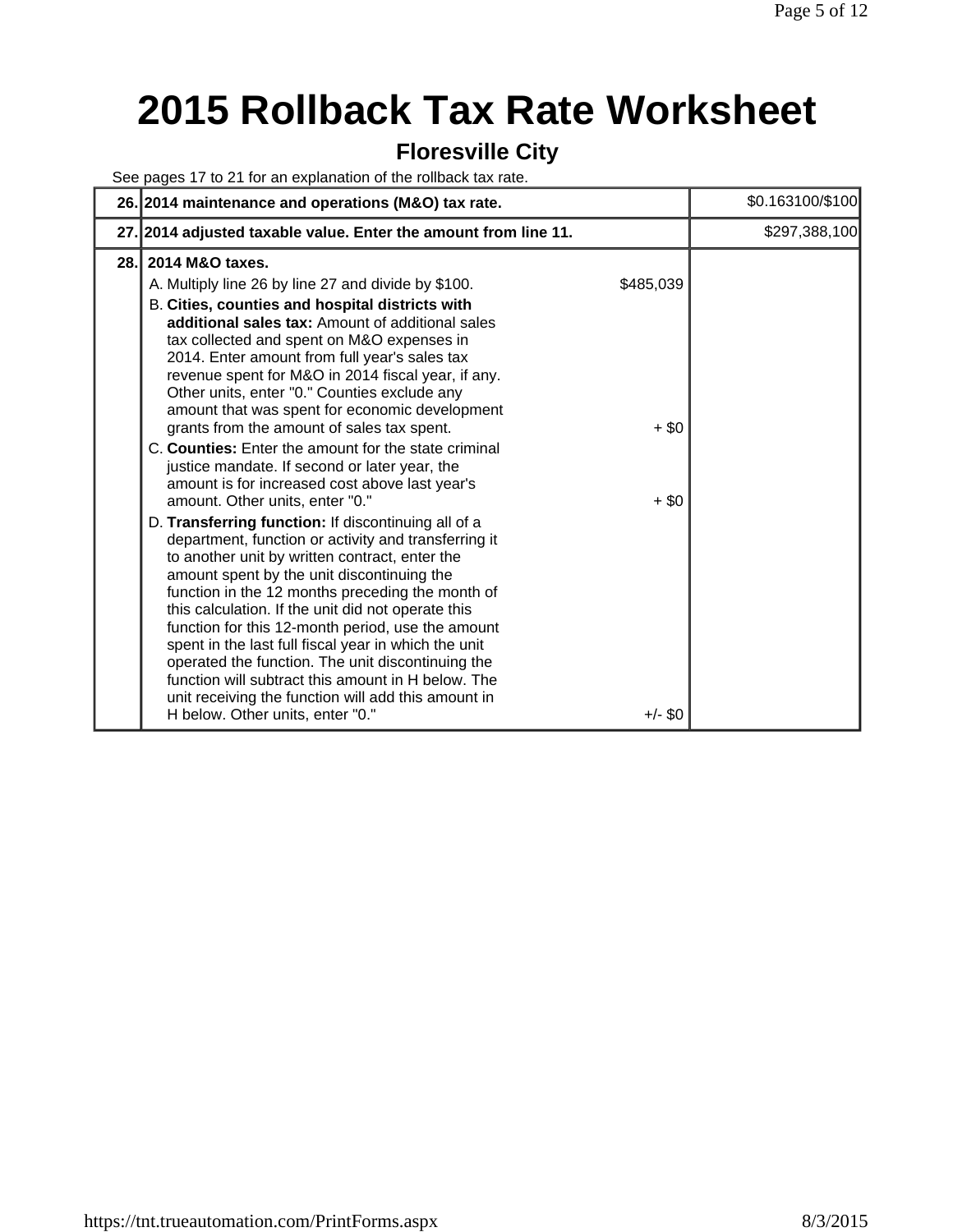# 2015 Rollback Tax Rate Worksheet

## Floresville City

See pages 17 to 21 for an explanation of the rollback tax rate.

| | | | |
|---|---|---|---|
| **26.** | **2014 maintenance and operations (M&O) tax rate.** | | $0.163100/$100 |
| **27.** | **2014 adjusted taxable value. Enter the amount from line 11.** | | $297,388,100 |
| **28.** | **2014 M&O taxes.** | | |
| | A. Multiply line 26 by line 27 and divide by $100. | $485,039 | |
| | B. **Cities, counties and hospital districts with additional sales tax:** Amount of additional sales tax collected and spent on M&O expenses in 2014. Enter amount from full year's sales tax revenue spent for M&O in 2014 fiscal year, if any. Other units, enter "0." Counties exclude any amount that was spent for economic development grants from the amount of sales tax spent. | + $0 | |
| | C. **Counties:** Enter the amount for the state criminal justice mandate. If second or later year, the amount is for increased cost above last year's amount. Other units, enter "0." | + $0 | |
| | D. **Transferring function:** If discontinuing all of a department, function or activity and transferring it to another unit by written contract, enter the amount spent by the unit discontinuing the function in the 12 months preceding the month of this calculation. If the unit did not operate this function for this 12-month period, use the amount spent in the last full fiscal year in which the unit operated the function. The unit discontinuing the function will subtract this amount in H below. The unit receiving the function will add this amount in H below. Other units, enter "0." | +/- $0 | |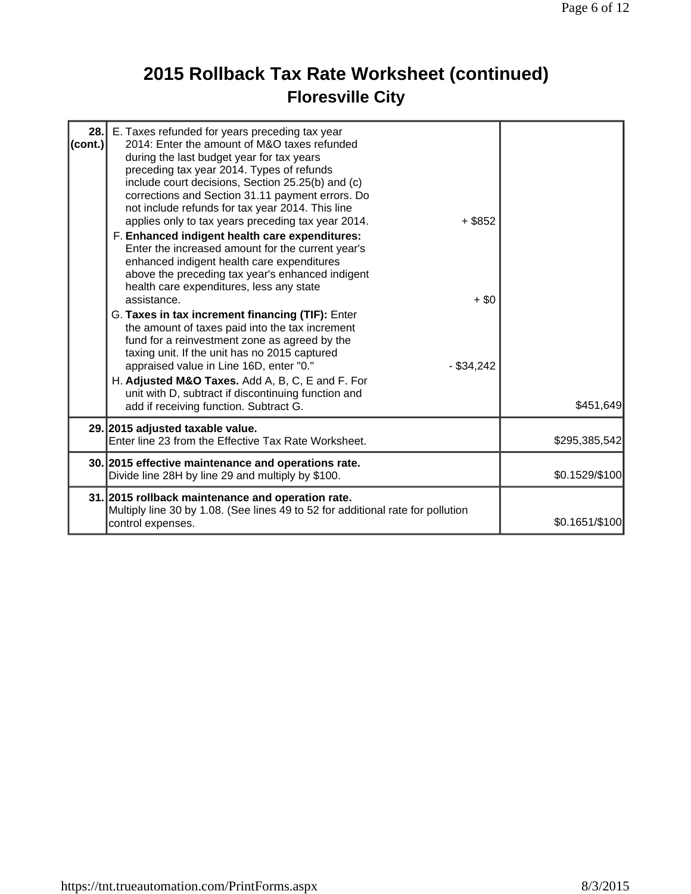# 2015 Rollback Tax Rate Worksheet (continued)

## Floresville City

| Line | Description | | Amount |
|---|---|---|---|
| 28. (cont.) | E. Taxes refunded for years preceding tax year 2014: Enter the amount of M&O taxes refunded during the last budget year for tax years preceding tax year 2014. Types of refunds include court decisions, Section 25.25(b) and (c) corrections and Section 31.11 payment errors. Do not include refunds for tax year 2014. This line applies only to tax years preceding tax year 2014. | + $852 | |
| | F. **Enhanced indigent health care expenditures:** Enter the increased amount for the current year's enhanced indigent health care expenditures above the preceding tax year's enhanced indigent health care expenditures, less any state assistance. | + $0 | |
| | G. **Taxes in tax increment financing (TIF):** Enter the amount of taxes paid into the tax increment fund for a reinvestment zone as agreed by the taxing unit. If the unit has no 2015 captured appraised value in Line 16D, enter "0." | - $34,242 | |
| | H. **Adjusted M&O Taxes.** Add A, B, C, E and F. For unit with D, subtract if discontinuing function and add if receiving function. Subtract G. | | $451,649 |
| 29. | **2015 adjusted taxable value.** Enter line 23 from the Effective Tax Rate Worksheet. | | $295,385,542 |
| 30. | **2015 effective maintenance and operations rate.** Divide line 28H by line 29 and multiply by $100. | | $0.1529/$100 |
| 31. | **2015 rollback maintenance and operation rate.** Multiply line 30 by 1.08. (See lines 49 to 52 for additional rate for pollution control expenses. | | $0.1651/$100 |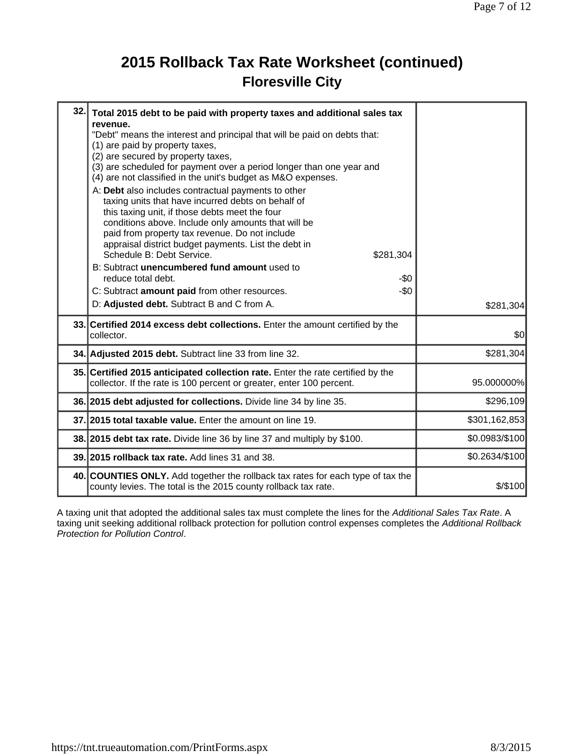# 2015 Rollback Tax Rate Worksheet (continued)

## Floresville City

| | | |
|---|---|---|
| **32.** | **Total 2015 debt to be paid with property taxes and additional sales tax revenue.**<br>"Debt" means the interest and principal that will be paid on debts that:<br>(1) are paid by property taxes,<br>(2) are secured by property taxes,<br>(3) are scheduled for payment over a period longer than one year and<br>(4) are not classified in the unit's budget as M&O expenses.<br>A: **Debt** also includes contractual payments to other taxing units that have incurred debts on behalf of this taxing unit, if those debts meet the four conditions above. Include only amounts that will be paid from property tax revenue. Do not include appraisal district budget payments. List the debt in Schedule B: Debt Service. $281,304<br>B: Subtract **unencumbered fund amount** used to reduce total debt. -$0<br>C: Subtract **amount paid** from other resources. -$0<br>D: **Adjusted debt.** Subtract B and C from A. | $281,304 |
| **33.** | **Certified 2014 excess debt collections.** Enter the amount certified by the collector. | $0 |
| **34.** | **Adjusted 2015 debt.** Subtract line 33 from line 32. | $281,304 |
| **35.** | **Certified 2015 anticipated collection rate.** Enter the rate certified by the collector. If the rate is 100 percent or greater, enter 100 percent. | 95.000000% |
| **36.** | **2015 debt adjusted for collections.** Divide line 34 by line 35. | $296,109 |
| **37.** | **2015 total taxable value.** Enter the amount on line 19. | $301,162,853 |
| **38.** | **2015 debt tax rate.** Divide line 36 by line 37 and multiply by $100. | $0.0983/$100 |
| **39.** | **2015 rollback tax rate.** Add lines 31 and 38. | $0.2634/$100 |
| **40.** | **COUNTIES ONLY.** Add together the rollback tax rates for each type of tax the county levies. The total is the 2015 county rollback tax rate. | $/$100 |

A taxing unit that adopted the additional sales tax must complete the lines for the *Additional Sales Tax Rate*. A taxing unit seeking additional rollback protection for pollution control expenses completes the *Additional Rollback Protection for Pollution Control*.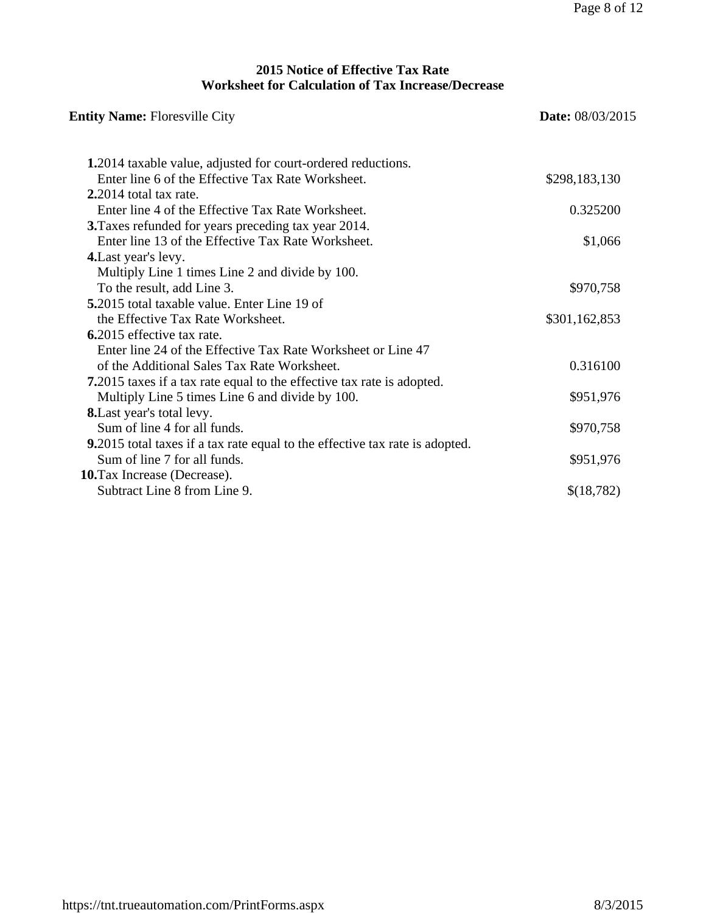## 2015 Notice of Effective Tax Rate
## Worksheet for Calculation of Tax Increase/Decrease

**Entity Name:** Floresville City **Date:** 08/03/2015

| | |
|---|---|
| **1.** 2014 taxable value, adjusted for court-ordered reductions. Enter line 6 of the Effective Tax Rate Worksheet. | $298,183,130 |
| **2.** 2014 total tax rate. Enter line 4 of the Effective Tax Rate Worksheet. | 0.325200 |
| **3.** Taxes refunded for years preceding tax year 2014. Enter line 13 of the Effective Tax Rate Worksheet. | $1,066 |
| **4.** Last year's levy. Multiply Line 1 times Line 2 and divide by 100. To the result, add Line 3. | $970,758 |
| **5.** 2015 total taxable value. Enter Line 19 of the Effective Tax Rate Worksheet. | $301,162,853 |
| **6.** 2015 effective tax rate. Enter line 24 of the Effective Tax Rate Worksheet or Line 47 of the Additional Sales Tax Rate Worksheet. | 0.316100 |
| **7.** 2015 taxes if a tax rate equal to the effective tax rate is adopted. Multiply Line 5 times Line 6 and divide by 100. | $951,976 |
| **8.** Last year's total levy. Sum of line 4 for all funds. | $970,758 |
| **9.** 2015 total taxes if a tax rate equal to the effective tax rate is adopted. Sum of line 7 for all funds. | $951,976 |
| **10.** Tax Increase (Decrease). Subtract Line 8 from Line 9. | $(18,782) |

https://tnt.trueautomation.com/PrintForms.aspx 8/3/2015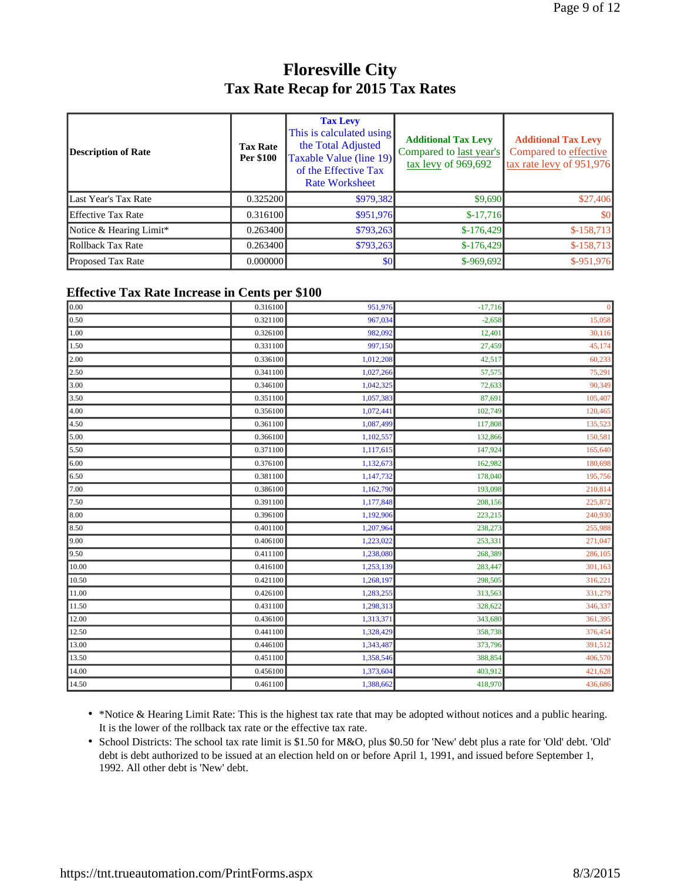# Floresville City
## Tax Rate Recap for 2015 Tax Rates

| Description of Rate | Tax Rate Per $100 | Tax Levy This is calculated using the Total Adjusted Taxable Value (line 19) of the Effective Tax Rate Worksheet | Additional Tax Levy Compared to last year's tax levy of 969,692 | Additional Tax Levy Compared to effective tax rate levy of 951,976 |
|---|---|---|---|---|
| Last Year's Tax Rate | 0.325200 | $979,382 | $9,690 | $27,406 |
| Effective Tax Rate | 0.316100 | $951,976 | $-17,716 | $0 |
| Notice & Hearing Limit* | 0.263400 | $793,263 | $-176,429 | $-158,713 |
| Rollback Tax Rate | 0.263400 | $793,263 | $-176,429 | $-158,713 |
| Proposed Tax Rate | 0.000000 | $0 | $-969,692 | $-951,976 |

### Effective Tax Rate Increase in Cents per $100

| | | | | |
|---|---|---|---|---|
| 0.00 | 0.316100 | 951,976 | -17,716 | 0 |
| 0.50 | 0.321100 | 967,034 | -2,658 | 15,058 |
| 1.00 | 0.326100 | 982,092 | 12,401 | 30,116 |
| 1.50 | 0.331100 | 997,150 | 27,459 | 45,174 |
| 2.00 | 0.336100 | 1,012,208 | 42,517 | 60,233 |
| 2.50 | 0.341100 | 1,027,266 | 57,575 | 75,291 |
| 3.00 | 0.346100 | 1,042,325 | 72,633 | 90,349 |
| 3.50 | 0.351100 | 1,057,383 | 87,691 | 105,407 |
| 4.00 | 0.356100 | 1,072,441 | 102,749 | 120,465 |
| 4.50 | 0.361100 | 1,087,499 | 117,808 | 135,523 |
| 5.00 | 0.366100 | 1,102,557 | 132,866 | 150,581 |
| 5.50 | 0.371100 | 1,117,615 | 147,924 | 165,640 |
| 6.00 | 0.376100 | 1,132,673 | 162,982 | 180,698 |
| 6.50 | 0.381100 | 1,147,732 | 178,040 | 195,756 |
| 7.00 | 0.386100 | 1,162,790 | 193,098 | 210,814 |
| 7.50 | 0.391100 | 1,177,848 | 208,156 | 225,872 |
| 8.00 | 0.396100 | 1,192,906 | 223,215 | 240,930 |
| 8.50 | 0.401100 | 1,207,964 | 238,273 | 255,988 |
| 9.00 | 0.406100 | 1,223,022 | 253,331 | 271,047 |
| 9.50 | 0.411100 | 1,238,080 | 268,389 | 286,105 |
| 10.00 | 0.416100 | 1,253,139 | 283,447 | 301,163 |
| 10.50 | 0.421100 | 1,268,197 | 298,505 | 316,221 |
| 11.00 | 0.426100 | 1,283,255 | 313,563 | 331,279 |
| 11.50 | 0.431100 | 1,298,313 | 328,622 | 346,337 |
| 12.00 | 0.436100 | 1,313,371 | 343,680 | 361,395 |
| 12.50 | 0.441100 | 1,328,429 | 358,738 | 376,454 |
| 13.00 | 0.446100 | 1,343,487 | 373,796 | 391,512 |
| 13.50 | 0.451100 | 1,358,546 | 388,854 | 406,570 |
| 14.00 | 0.456100 | 1,373,604 | 403,912 | 421,628 |
| 14.50 | 0.461100 | 1,388,662 | 418,970 | 436,686 |

- *Notice & Hearing Limit Rate: This is the highest tax rate that may be adopted without notices and a public hearing. It is the lower of the rollback tax rate or the effective tax rate.
- School Districts: The school tax rate limit is $1.50 for M&O, plus $0.50 for 'New' debt plus a rate for 'Old' debt. 'Old' debt is debt authorized to be issued at an election held on or before April 1, 1991, and issued before September 1, 1992. All other debt is 'New' debt.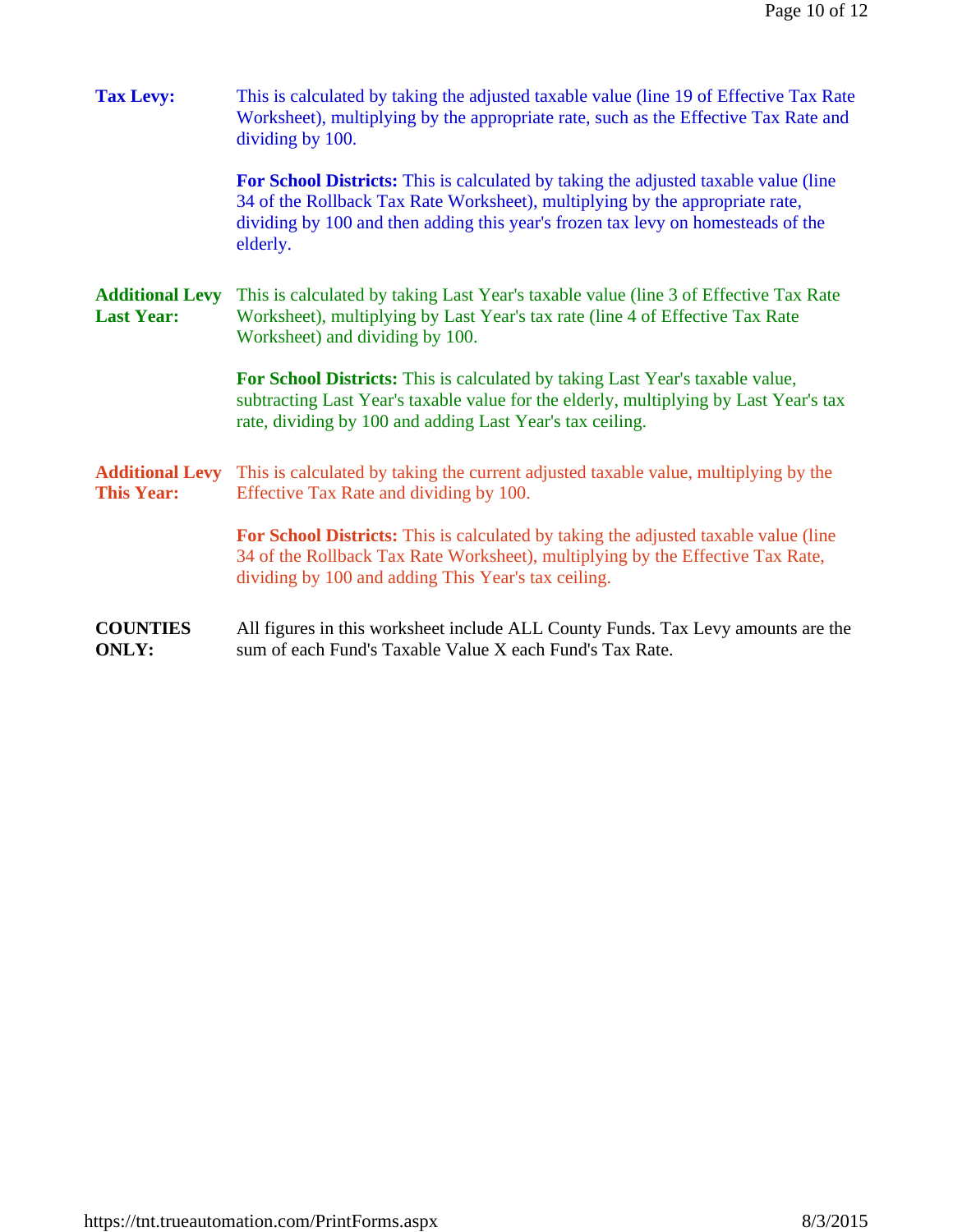**Tax Levy:** This is calculated by taking the adjusted taxable value (line 19 of Effective Tax Rate Worksheet), multiplying by the appropriate rate, such as the Effective Tax Rate and dividing by 100.

**For School Districts:** This is calculated by taking the adjusted taxable value (line 34 of the Rollback Tax Rate Worksheet), multiplying by the appropriate rate, dividing by 100 and then adding this year's frozen tax levy on homesteads of the elderly.

**Additional Levy Last Year:** This is calculated by taking Last Year's taxable value (line 3 of Effective Tax Rate Worksheet), multiplying by Last Year's tax rate (line 4 of Effective Tax Rate Worksheet) and dividing by 100.

**For School Districts:** This is calculated by taking Last Year's taxable value, subtracting Last Year's taxable value for the elderly, multiplying by Last Year's tax rate, dividing by 100 and adding Last Year's tax ceiling.

**Additional Levy This Year:** This is calculated by taking the current adjusted taxable value, multiplying by the Effective Tax Rate and dividing by 100.

**For School Districts:** This is calculated by taking the adjusted taxable value (line 34 of the Rollback Tax Rate Worksheet), multiplying by the Effective Tax Rate, dividing by 100 and adding This Year's tax ceiling.

**COUNTIES ONLY:** All figures in this worksheet include ALL County Funds. Tax Levy amounts are the sum of each Fund's Taxable Value X each Fund's Tax Rate.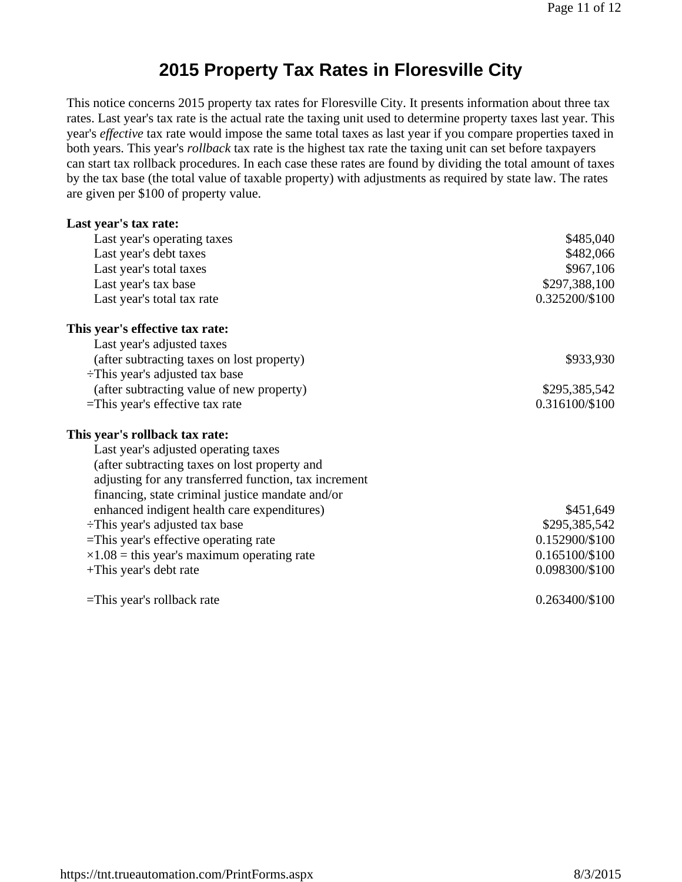# 2015 Property Tax Rates in Floresville City

This notice concerns 2015 property tax rates for Floresville City. It presents information about three tax rates. Last year's tax rate is the actual rate the taxing unit used to determine property taxes last year. This year's *effective* tax rate would impose the same total taxes as last year if you compare properties taxed in both years. This year's *rollback* tax rate is the highest tax rate the taxing unit can set before taxpayers can start tax rollback procedures. In each case these rates are found by dividing the total amount of taxes by the tax base (the total value of taxable property) with adjustments as required by state law. The rates are given per $100 of property value.

**Last year's tax rate:**

| | |
|---|---|
| Last year's operating taxes | $485,040 |
| Last year's debt taxes | $482,066 |
| Last year's total taxes | $967,106 |
| Last year's tax base | $297,388,100 |
| Last year's total tax rate | 0.325200/$100 |

**This year's effective tax rate:**

| | |
|---|---|
| Last year's adjusted taxes (after subtracting taxes on lost property) | $933,930 |
| ÷This year's adjusted tax base (after subtracting value of new property) | $295,385,542 |
| =This year's effective tax rate | 0.316100/$100 |

**This year's rollback tax rate:**

| | |
|---|---|
| Last year's adjusted operating taxes (after subtracting taxes on lost property and adjusting for any transferred function, tax increment financing, state criminal justice mandate and/or enhanced indigent health care expenditures) | $451,649 |
| ÷This year's adjusted tax base | $295,385,542 |
| =This year's effective operating rate | 0.152900/$100 |
| ×1.08 = this year's maximum operating rate | 0.165100/$100 |
| +This year's debt rate | 0.098300/$100 |
| =This year's rollback rate | 0.263400/$100 |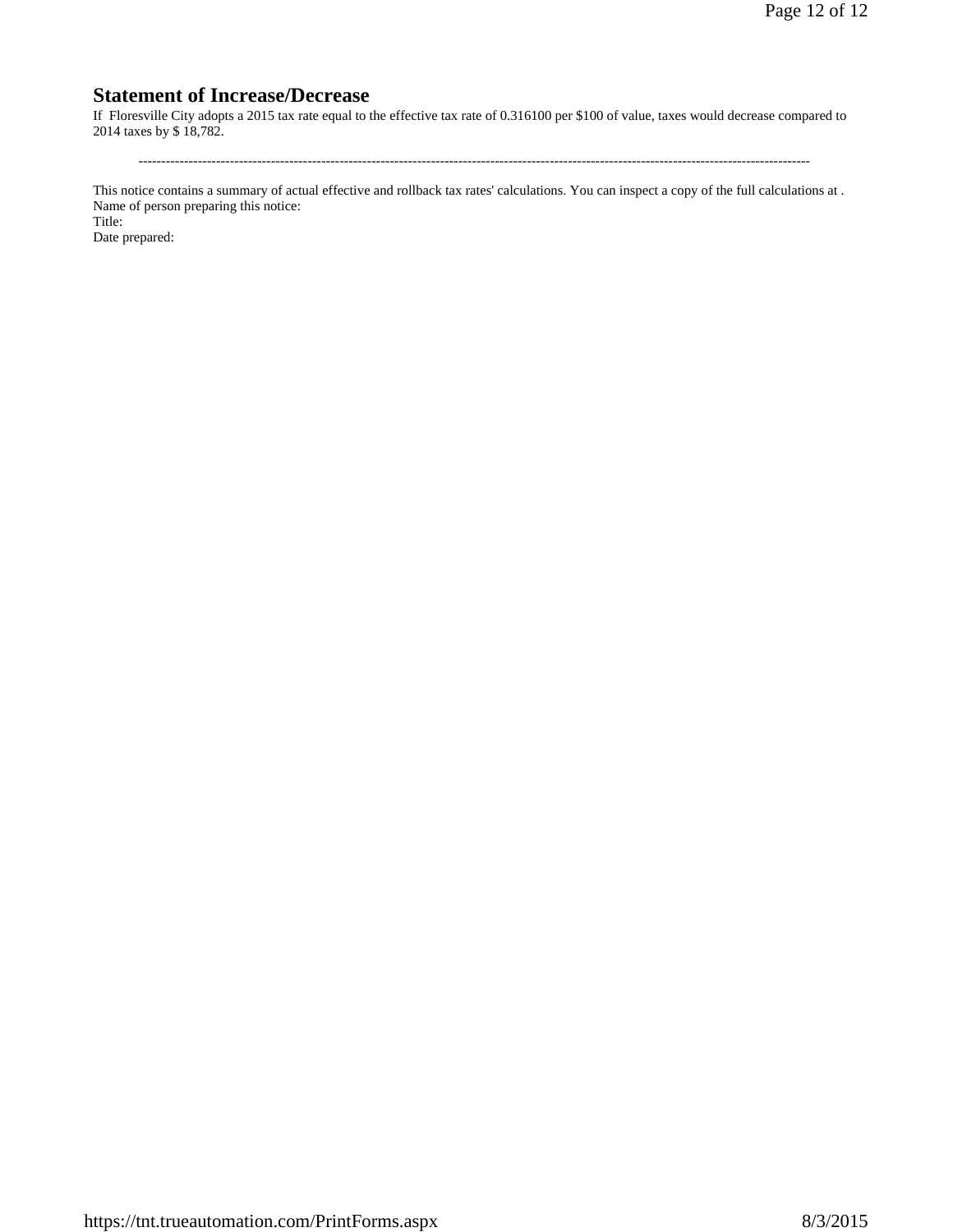## Statement of Increase/Decrease

If Floresville City adopts a 2015 tax rate equal to the effective tax rate of 0.316100 per $100 of value, taxes would decrease compared to 2014 taxes by $ 18,782.

---

This notice contains a summary of actual effective and rollback tax rates' calculations. You can inspect a copy of the full calculations at .
Name of person preparing this notice:
Title:
Date prepared: